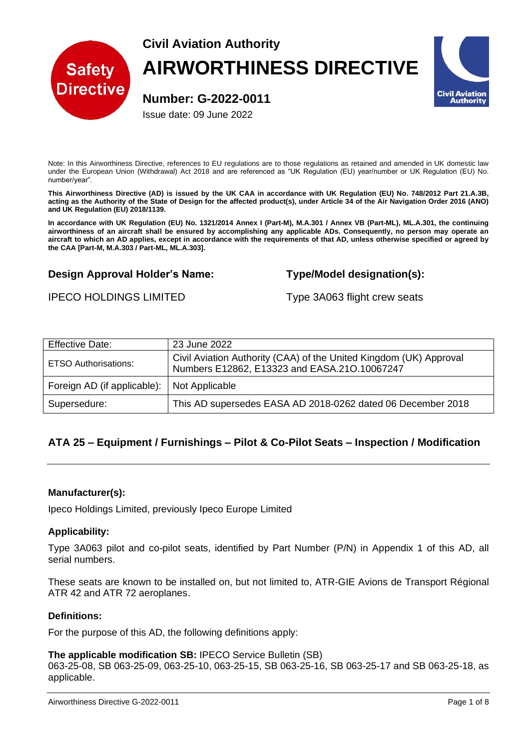Civil Aviation Authority

# AIRWORTHINESS DIRECTIVE

## Number: G-2022-0011

Issue date: 09 June 2022

Note: In this Airworthiness Directive, references to EU regulations are to those regulations as retained and amended in UK domestic law under the European Union (Withdrawal) Act 2018 and are referenced as "UK Regulation (EU) year/number or UK Regulation (EU) No. number/year".

**This Airworthiness Directive (AD) is issued by the UK CAA in accordance with UK Regulation (EU) No. 748/2012 Part 21.A.3B, acting as the Authority of the State of Design for the affected product(s), under Article 34 of the Air Navigation Order 2016 (ANO) and UK Regulation (EU) 2018/1139.**

**In accordance with UK Regulation (EU) No. 1321/2014 Annex I (Part-M), M.A.301 / Annex VB (Part-ML), ML.A.301, the continuing airworthiness of an aircraft shall be ensured by accomplishing any applicable ADs. Consequently, no person may operate an aircraft to which an AD applies, except in accordance with the requirements of that AD, unless otherwise specified or agreed by the CAA [Part-M, M.A.303 / Part-ML, ML.A.303].**

**Design Approval Holder's Name:**

IPECO HOLDINGS LIMITED

**Type/Model designation(s):**

Type 3A063 flight crew seats

| Effective Date: | 23 June 2022 |
|---|---|
| ETSO Authorisations: | Civil Aviation Authority (CAA) of the United Kingdom (UK) Approval Numbers E12862, E13323 and EASA.21O.10067247 |
| Foreign AD (if applicable): | Not Applicable |
| Supersedure: | This AD supersedes EASA AD 2018-0262 dated 06 December 2018 |

## ATA 25 – Equipment / Furnishings – Pilot & Co-Pilot Seats – Inspection / Modification

### Manufacturer(s):

Ipeco Holdings Limited, previously Ipeco Europe Limited

### Applicability:

Type 3A063 pilot and co-pilot seats, identified by Part Number (P/N) in Appendix 1 of this AD, all serial numbers.

These seats are known to be installed on, but not limited to, ATR-GIE Avions de Transport Régional ATR 42 and ATR 72 aeroplanes.

### Definitions:

For the purpose of this AD, the following definitions apply:

**The applicable modification SB:** IPECO Service Bulletin (SB) 063-25-08, SB 063-25-09, 063-25-10, 063-25-15, SB 063-25-16, SB 063-25-17 and SB 063-25-18, as applicable.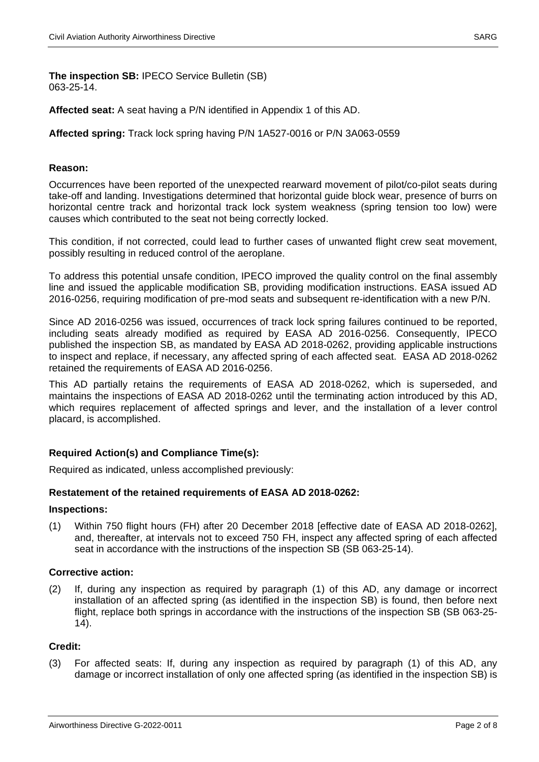**The inspection SB:** IPECO Service Bulletin (SB) 063-25-14.

**Affected seat:** A seat having a P/N identified in Appendix 1 of this AD.

**Affected spring:** Track lock spring having P/N 1A527-0016 or P/N 3A063-0559

**Reason:**

Occurrences have been reported of the unexpected rearward movement of pilot/co-pilot seats during take-off and landing. Investigations determined that horizontal guide block wear, presence of burrs on horizontal centre track and horizontal track lock system weakness (spring tension too low) were causes which contributed to the seat not being correctly locked.

This condition, if not corrected, could lead to further cases of unwanted flight crew seat movement, possibly resulting in reduced control of the aeroplane.

To address this potential unsafe condition, IPECO improved the quality control on the final assembly line and issued the applicable modification SB, providing modification instructions. EASA issued AD 2016-0256, requiring modification of pre-mod seats and subsequent re-identification with a new P/N.

Since AD 2016-0256 was issued, occurrences of track lock spring failures continued to be reported, including seats already modified as required by EASA AD 2016-0256. Consequently, IPECO published the inspection SB, as mandated by EASA AD 2018-0262, providing applicable instructions to inspect and replace, if necessary, any affected spring of each affected seat. EASA AD 2018-0262 retained the requirements of EASA AD 2016-0256.

This AD partially retains the requirements of EASA AD 2018-0262, which is superseded, and maintains the inspections of EASA AD 2018-0262 until the terminating action introduced by this AD, which requires replacement of affected springs and lever, and the installation of a lever control placard, is accomplished.

**Required Action(s) and Compliance Time(s):**

Required as indicated, unless accomplished previously:

**Restatement of the retained requirements of EASA AD 2018-0262:**

**Inspections:**

(1) Within 750 flight hours (FH) after 20 December 2018 [effective date of EASA AD 2018-0262], and, thereafter, at intervals not to exceed 750 FH, inspect any affected spring of each affected seat in accordance with the instructions of the inspection SB (SB 063-25-14).

**Corrective action:**

(2) If, during any inspection as required by paragraph (1) of this AD, any damage or incorrect installation of an affected spring (as identified in the inspection SB) is found, then before next flight, replace both springs in accordance with the instructions of the inspection SB (SB 063-25-14).

**Credit:**

(3) For affected seats: If, during any inspection as required by paragraph (1) of this AD, any damage or incorrect installation of only one affected spring (as identified in the inspection SB) is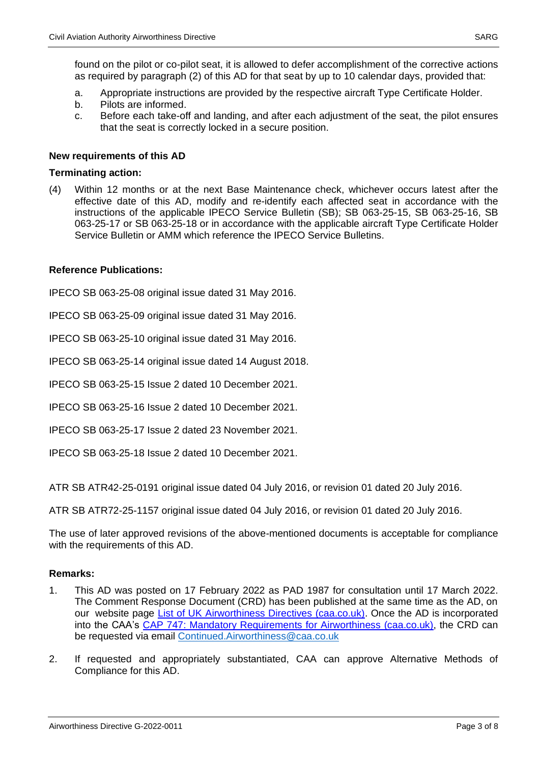found on the pilot or co-pilot seat, it is allowed to defer accomplishment of the corrective actions as required by paragraph (2) of this AD for that seat by up to 10 calendar days, provided that:

a. Appropriate instructions are provided by the respective aircraft Type Certificate Holder.
b. Pilots are informed.
c. Before each take-off and landing, and after each adjustment of the seat, the pilot ensures that the seat is correctly locked in a secure position.

**New requirements of this AD**

**Terminating action:**

(4) Within 12 months or at the next Base Maintenance check, whichever occurs latest after the effective date of this AD, modify and re-identify each affected seat in accordance with the instructions of the applicable IPECO Service Bulletin (SB); SB 063-25-15, SB 063-25-16, SB 063-25-17 or SB 063-25-18 or in accordance with the applicable aircraft Type Certificate Holder Service Bulletin or AMM which reference the IPECO Service Bulletins.

**Reference Publications:**

IPECO SB 063-25-08 original issue dated 31 May 2016.

IPECO SB 063-25-09 original issue dated 31 May 2016.

IPECO SB 063-25-10 original issue dated 31 May 2016.

IPECO SB 063-25-14 original issue dated 14 August 2018.

IPECO SB 063-25-15 Issue 2 dated 10 December 2021.

IPECO SB 063-25-16 Issue 2 dated 10 December 2021.

IPECO SB 063-25-17 Issue 2 dated 23 November 2021.

IPECO SB 063-25-18 Issue 2 dated 10 December 2021.

ATR SB ATR42-25-0191 original issue dated 04 July 2016, or revision 01 dated 20 July 2016.

ATR SB ATR72-25-1157 original issue dated 04 July 2016, or revision 01 dated 20 July 2016.

The use of later approved revisions of the above-mentioned documents is acceptable for compliance with the requirements of this AD.

**Remarks:**

1. This AD was posted on 17 February 2022 as PAD 1987 for consultation until 17 March 2022. The Comment Response Document (CRD) has been published at the same time as the AD, on our website page List of UK Airworthiness Directives (caa.co.uk). Once the AD is incorporated into the CAA's CAP 747: Mandatory Requirements for Airworthiness (caa.co.uk), the CRD can be requested via email Continued.Airworthiness@caa.co.uk

2. If requested and appropriately substantiated, CAA can approve Alternative Methods of Compliance for this AD.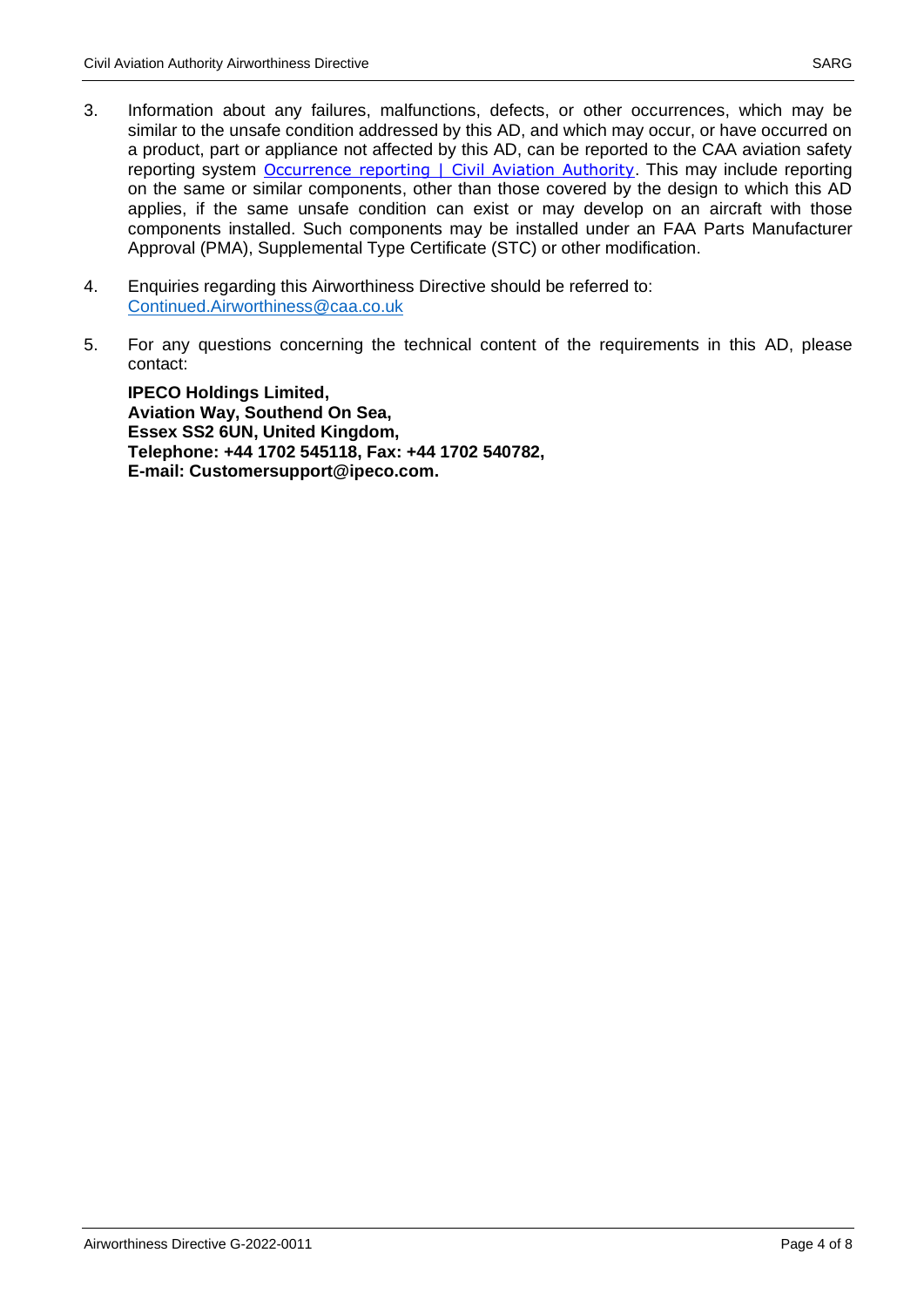3. Information about any failures, malfunctions, defects, or other occurrences, which may be similar to the unsafe condition addressed by this AD, and which may occur, or have occurred on a product, part or appliance not affected by this AD, can be reported to the CAA aviation safety reporting system [Occurrence reporting | Civil Aviation Authority](). This may include reporting on the same or similar components, other than those covered by the design to which this AD applies, if the same unsafe condition can exist or may develop on an aircraft with those components installed. Such components may be installed under an FAA Parts Manufacturer Approval (PMA), Supplemental Type Certificate (STC) or other modification.

4. Enquiries regarding this Airworthiness Directive should be referred to:
   Continued.Airworthiness@caa.co.uk

5. For any questions concerning the technical content of the requirements in this AD, please contact:

   **IPECO Holdings Limited,**
   **Aviation Way, Southend On Sea,**
   **Essex SS2 6UN, United Kingdom,**
   **Telephone: +44 1702 545118, Fax: +44 1702 540782,**
   **E-mail: Customersupport@ipeco.com.**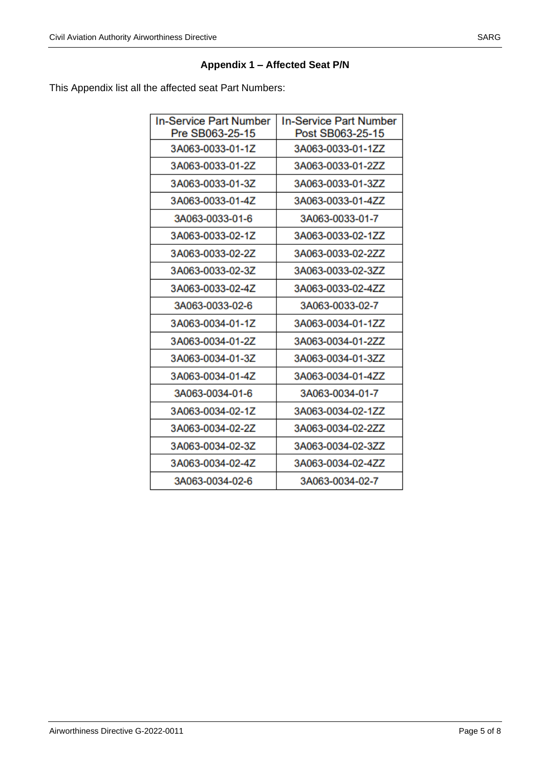## Appendix 1 – Affected Seat P/N

This Appendix list all the affected seat Part Numbers:

| In-Service Part Number Pre SB063-25-15 | In-Service Part Number Post SB063-25-15 |
|---|---|
| 3A063-0033-01-1Z | 3A063-0033-01-1ZZ |
| 3A063-0033-01-2Z | 3A063-0033-01-2ZZ |
| 3A063-0033-01-3Z | 3A063-0033-01-3ZZ |
| 3A063-0033-01-4Z | 3A063-0033-01-4ZZ |
| 3A063-0033-01-6 | 3A063-0033-01-7 |
| 3A063-0033-02-1Z | 3A063-0033-02-1ZZ |
| 3A063-0033-02-2Z | 3A063-0033-02-2ZZ |
| 3A063-0033-02-3Z | 3A063-0033-02-3ZZ |
| 3A063-0033-02-4Z | 3A063-0033-02-4ZZ |
| 3A063-0033-02-6 | 3A063-0033-02-7 |
| 3A063-0034-01-1Z | 3A063-0034-01-1ZZ |
| 3A063-0034-01-2Z | 3A063-0034-01-2ZZ |
| 3A063-0034-01-3Z | 3A063-0034-01-3ZZ |
| 3A063-0034-01-4Z | 3A063-0034-01-4ZZ |
| 3A063-0034-01-6 | 3A063-0034-01-7 |
| 3A063-0034-02-1Z | 3A063-0034-02-1ZZ |
| 3A063-0034-02-2Z | 3A063-0034-02-2ZZ |
| 3A063-0034-02-3Z | 3A063-0034-02-3ZZ |
| 3A063-0034-02-4Z | 3A063-0034-02-4ZZ |
| 3A063-0034-02-6 | 3A063-0034-02-7 |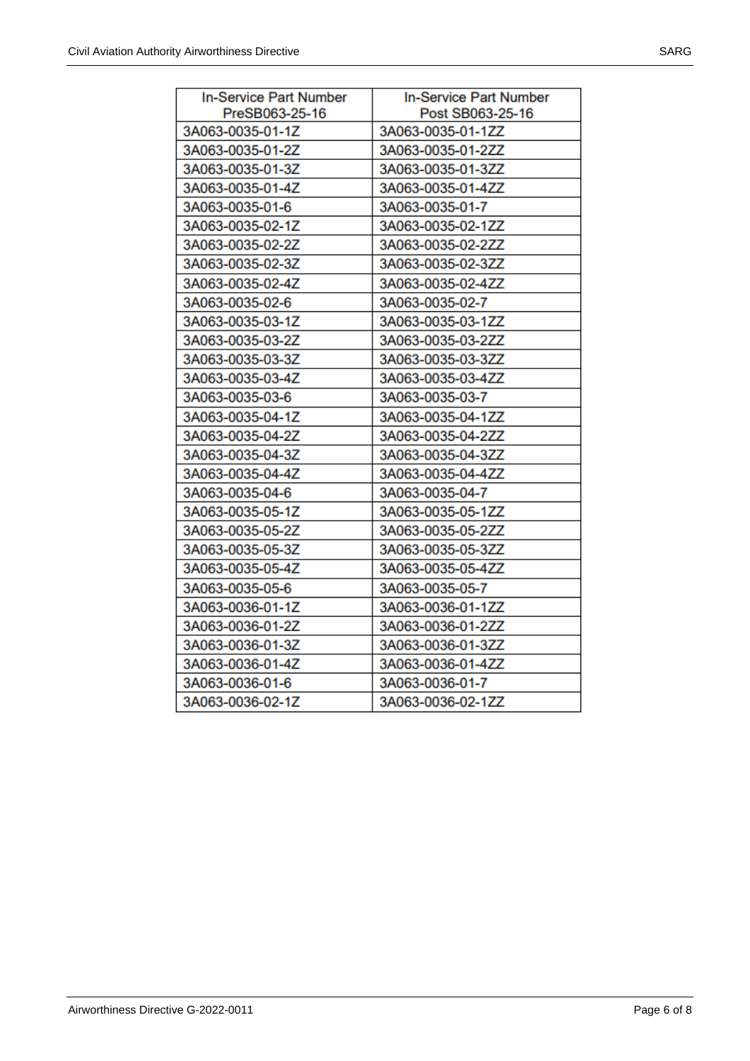| In-Service Part Number PreSB063-25-16 | In-Service Part Number Post SB063-25-16 |
|---|---|
| 3A063-0035-01-1Z | 3A063-0035-01-1ZZ |
| 3A063-0035-01-2Z | 3A063-0035-01-2ZZ |
| 3A063-0035-01-3Z | 3A063-0035-01-3ZZ |
| 3A063-0035-01-4Z | 3A063-0035-01-4ZZ |
| 3A063-0035-01-6 | 3A063-0035-01-7 |
| 3A063-0035-02-1Z | 3A063-0035-02-1ZZ |
| 3A063-0035-02-2Z | 3A063-0035-02-2ZZ |
| 3A063-0035-02-3Z | 3A063-0035-02-3ZZ |
| 3A063-0035-02-4Z | 3A063-0035-02-4ZZ |
| 3A063-0035-02-6 | 3A063-0035-02-7 |
| 3A063-0035-03-1Z | 3A063-0035-03-1ZZ |
| 3A063-0035-03-2Z | 3A063-0035-03-2ZZ |
| 3A063-0035-03-3Z | 3A063-0035-03-3ZZ |
| 3A063-0035-03-4Z | 3A063-0035-03-4ZZ |
| 3A063-0035-03-6 | 3A063-0035-03-7 |
| 3A063-0035-04-1Z | 3A063-0035-04-1ZZ |
| 3A063-0035-04-2Z | 3A063-0035-04-2ZZ |
| 3A063-0035-04-3Z | 3A063-0035-04-3ZZ |
| 3A063-0035-04-4Z | 3A063-0035-04-4ZZ |
| 3A063-0035-04-6 | 3A063-0035-04-7 |
| 3A063-0035-05-1Z | 3A063-0035-05-1ZZ |
| 3A063-0035-05-2Z | 3A063-0035-05-2ZZ |
| 3A063-0035-05-3Z | 3A063-0035-05-3ZZ |
| 3A063-0035-05-4Z | 3A063-0035-05-4ZZ |
| 3A063-0035-05-6 | 3A063-0035-05-7 |
| 3A063-0036-01-1Z | 3A063-0036-01-1ZZ |
| 3A063-0036-01-2Z | 3A063-0036-01-2ZZ |
| 3A063-0036-01-3Z | 3A063-0036-01-3ZZ |
| 3A063-0036-01-4Z | 3A063-0036-01-4ZZ |
| 3A063-0036-01-6 | 3A063-0036-01-7 |
| 3A063-0036-02-1Z | 3A063-0036-02-1ZZ |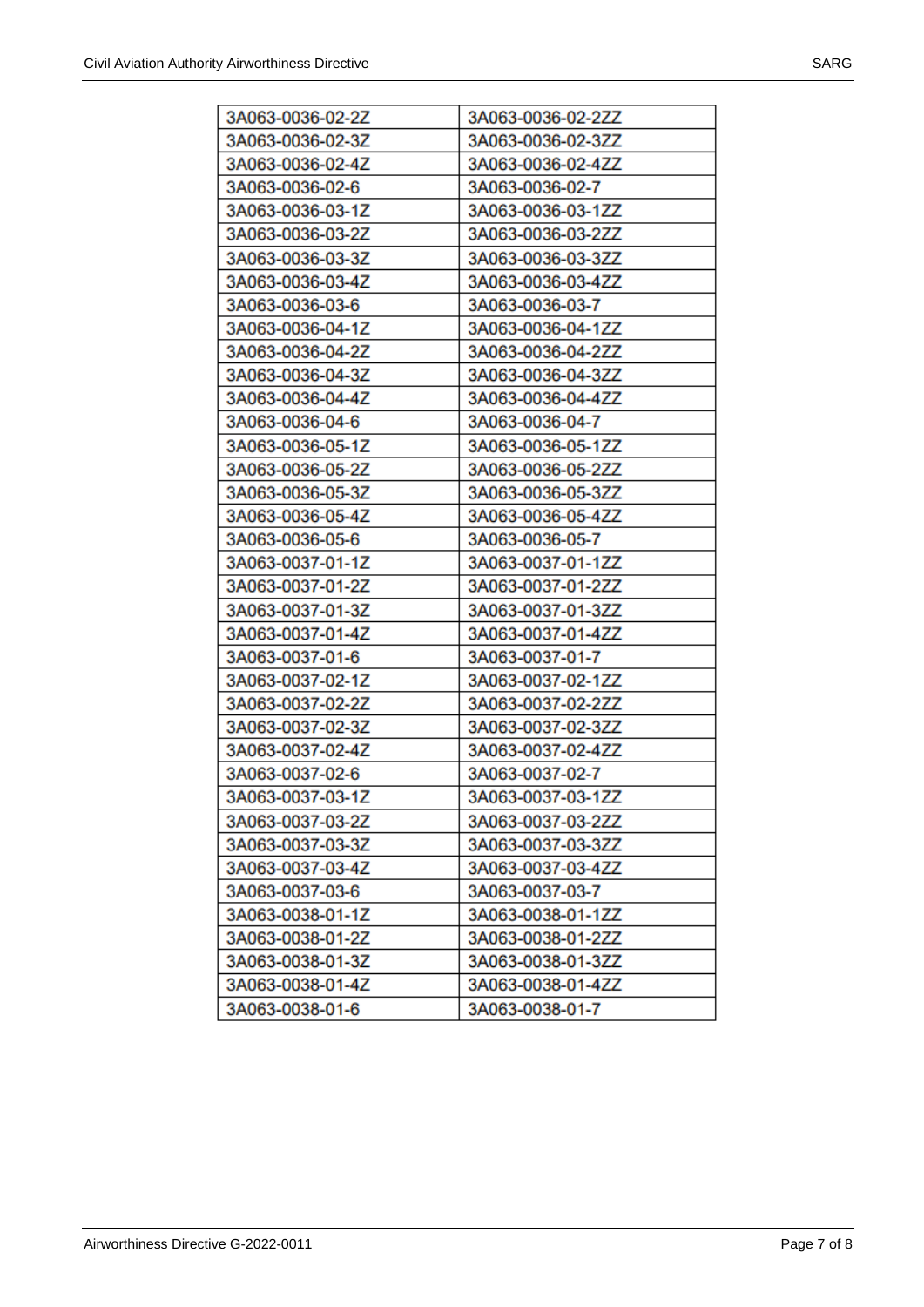| 3A063-0036-02-2Z | 3A063-0036-02-2ZZ |
|---|---|
| 3A063-0036-02-3Z | 3A063-0036-02-3ZZ |
| 3A063-0036-02-4Z | 3A063-0036-02-4ZZ |
| 3A063-0036-02-6 | 3A063-0036-02-7 |
| 3A063-0036-03-1Z | 3A063-0036-03-1ZZ |
| 3A063-0036-03-2Z | 3A063-0036-03-2ZZ |
| 3A063-0036-03-3Z | 3A063-0036-03-3ZZ |
| 3A063-0036-03-4Z | 3A063-0036-03-4ZZ |
| 3A063-0036-03-6 | 3A063-0036-03-7 |
| 3A063-0036-04-1Z | 3A063-0036-04-1ZZ |
| 3A063-0036-04-2Z | 3A063-0036-04-2ZZ |
| 3A063-0036-04-3Z | 3A063-0036-04-3ZZ |
| 3A063-0036-04-4Z | 3A063-0036-04-4ZZ |
| 3A063-0036-04-6 | 3A063-0036-04-7 |
| 3A063-0036-05-1Z | 3A063-0036-05-1ZZ |
| 3A063-0036-05-2Z | 3A063-0036-05-2ZZ |
| 3A063-0036-05-3Z | 3A063-0036-05-3ZZ |
| 3A063-0036-05-4Z | 3A063-0036-05-4ZZ |
| 3A063-0036-05-6 | 3A063-0036-05-7 |
| 3A063-0037-01-1Z | 3A063-0037-01-1ZZ |
| 3A063-0037-01-2Z | 3A063-0037-01-2ZZ |
| 3A063-0037-01-3Z | 3A063-0037-01-3ZZ |
| 3A063-0037-01-4Z | 3A063-0037-01-4ZZ |
| 3A063-0037-01-6 | 3A063-0037-01-7 |
| 3A063-0037-02-1Z | 3A063-0037-02-1ZZ |
| 3A063-0037-02-2Z | 3A063-0037-02-2ZZ |
| 3A063-0037-02-3Z | 3A063-0037-02-3ZZ |
| 3A063-0037-02-4Z | 3A063-0037-02-4ZZ |
| 3A063-0037-02-6 | 3A063-0037-02-7 |
| 3A063-0037-03-1Z | 3A063-0037-03-1ZZ |
| 3A063-0037-03-2Z | 3A063-0037-03-2ZZ |
| 3A063-0037-03-3Z | 3A063-0037-03-3ZZ |
| 3A063-0037-03-4Z | 3A063-0037-03-4ZZ |
| 3A063-0037-03-6 | 3A063-0037-03-7 |
| 3A063-0038-01-1Z | 3A063-0038-01-1ZZ |
| 3A063-0038-01-2Z | 3A063-0038-01-2ZZ |
| 3A063-0038-01-3Z | 3A063-0038-01-3ZZ |
| 3A063-0038-01-4Z | 3A063-0038-01-4ZZ |
| 3A063-0038-01-6 | 3A063-0038-01-7 |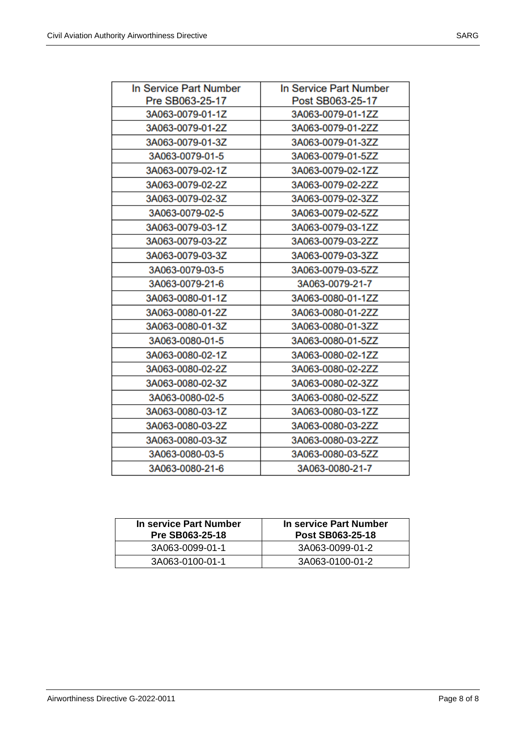| In Service Part Number Pre SB063-25-17 | In Service Part Number Post SB063-25-17 |
|---|---|
| 3A063-0079-01-1Z | 3A063-0079-01-1ZZ |
| 3A063-0079-01-2Z | 3A063-0079-01-2ZZ |
| 3A063-0079-01-3Z | 3A063-0079-01-3ZZ |
| 3A063-0079-01-5 | 3A063-0079-01-5ZZ |
| 3A063-0079-02-1Z | 3A063-0079-02-1ZZ |
| 3A063-0079-02-2Z | 3A063-0079-02-2ZZ |
| 3A063-0079-02-3Z | 3A063-0079-02-3ZZ |
| 3A063-0079-02-5 | 3A063-0079-02-5ZZ |
| 3A063-0079-03-1Z | 3A063-0079-03-1ZZ |
| 3A063-0079-03-2Z | 3A063-0079-03-2ZZ |
| 3A063-0079-03-3Z | 3A063-0079-03-3ZZ |
| 3A063-0079-03-5 | 3A063-0079-03-5ZZ |
| 3A063-0079-21-6 | 3A063-0079-21-7 |
| 3A063-0080-01-1Z | 3A063-0080-01-1ZZ |
| 3A063-0080-01-2Z | 3A063-0080-01-2ZZ |
| 3A063-0080-01-3Z | 3A063-0080-01-3ZZ |
| 3A063-0080-01-5 | 3A063-0080-01-5ZZ |
| 3A063-0080-02-1Z | 3A063-0080-02-1ZZ |
| 3A063-0080-02-2Z | 3A063-0080-02-2ZZ |
| 3A063-0080-02-3Z | 3A063-0080-02-3ZZ |
| 3A063-0080-02-5 | 3A063-0080-02-5ZZ |
| 3A063-0080-03-1Z | 3A063-0080-03-1ZZ |
| 3A063-0080-03-2Z | 3A063-0080-03-2ZZ |
| 3A063-0080-03-3Z | 3A063-0080-03-2ZZ |
| 3A063-0080-03-5 | 3A063-0080-03-5ZZ |
| 3A063-0080-21-6 | 3A063-0080-21-7 |

| **In service Part Number Pre SB063-25-18** | **In service Part Number Post SB063-25-18** |
|---|---|
| 3A063-0099-01-1 | 3A063-0099-01-2 |
| 3A063-0100-01-1 | 3A063-0100-01-2 |